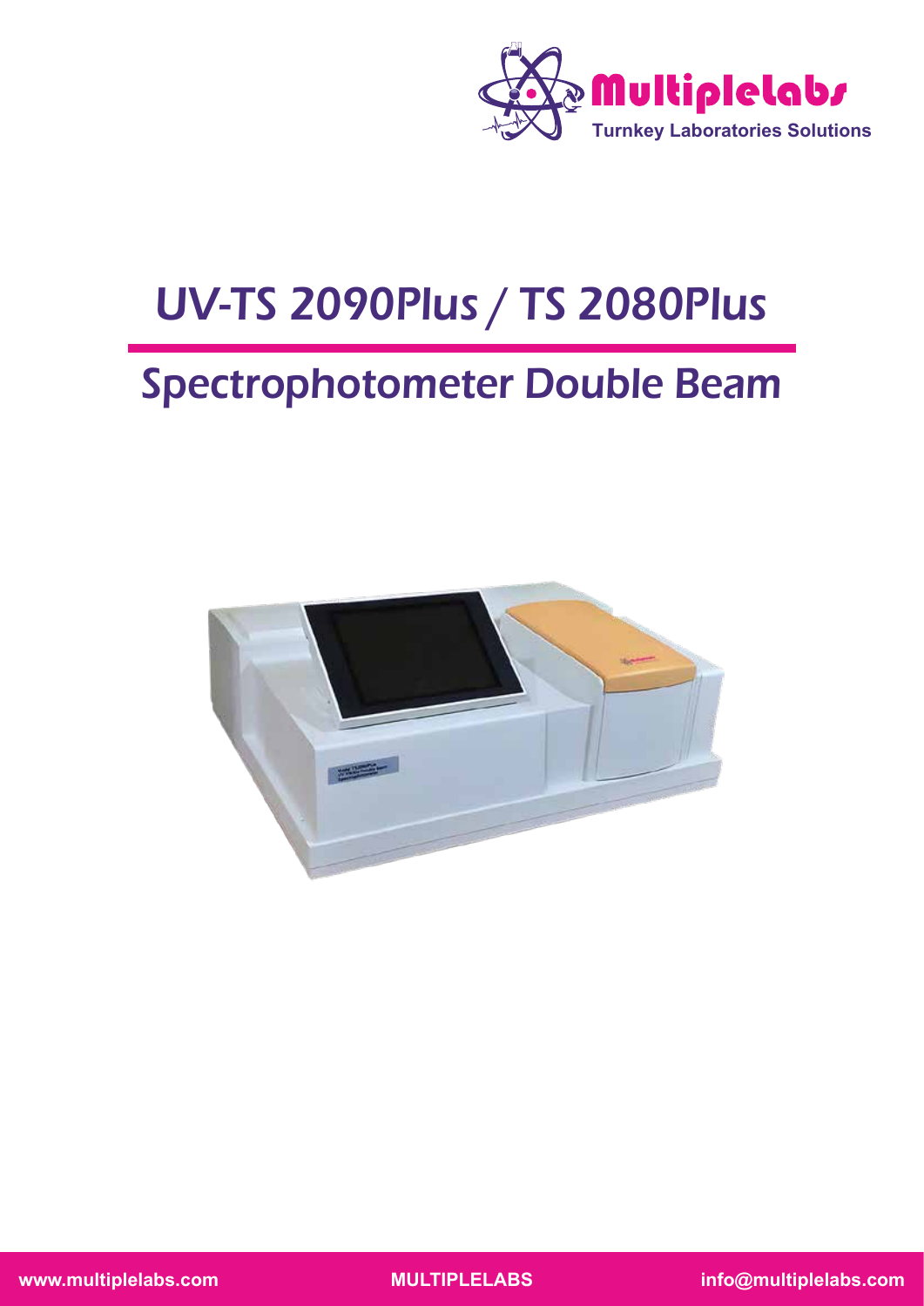Multiplelabs

Turnkey Laboratories Solutions

# UV-TS 2090Plus / TS 2080Plus

## Spectrophotometer Double Beam

www.multiplelabs.com MULTIPLELABS info@multiplelabs.com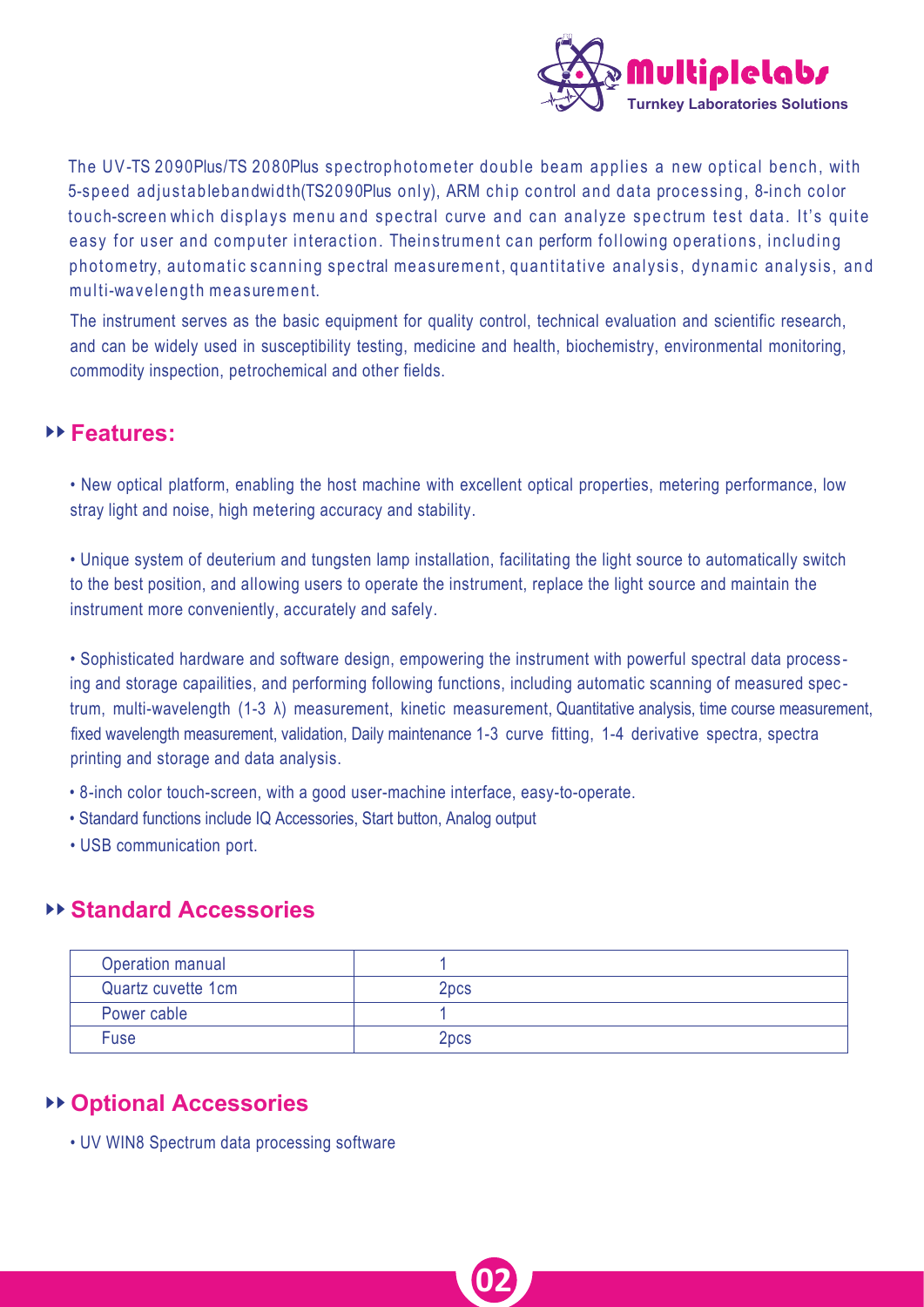The UV-TS 2090Plus/TS 2080Plus spectrophotometer double beam applies a new optical bench, with 5-speed adjustablebandwidth(TS2090Plus only), ARM chip control and data processing, 8-inch color touch-screen which displays menu and spectral curve and can analyze spectrum test data. It's quite easy for user and computer interaction. Theinstrument can perform following operations, including photometry, automatic scanning spectral measurement, quantitative analysis, dynamic analysis, and multi-wavelength measurement.

The instrument serves as the basic equipment for quality control, technical evaluation and scientific research, and can be widely used in susceptibility testing, medicine and health, biochemistry, environmental monitoring, commodity inspection, petrochemical and other fields.

## Features:

- New optical platform, enabling the host machine with excellent optical properties, metering performance, low stray light and noise, high metering accuracy and stability.

- Unique system of deuterium and tungsten lamp installation, facilitating the light source to automatically switch to the best position, and allowing users to operate the instrument, replace the light source and maintain the instrument more conveniently, accurately and safely.

- Sophisticated hardware and software design, empowering the instrument with powerful spectral data processing and storage capailities, and performing following functions, including automatic scanning of measured spectrum, multi-wavelength (1-3 λ) measurement, kinetic measurement, Quantitative analysis, time course measurement, fixed wavelength measurement, validation, Daily maintenance 1-3 curve fitting, 1-4 derivative spectra, spectra printing and storage and data analysis.
- 8-inch color touch-screen, with a good user-machine interface, easy-to-operate.
- Standard functions include IQ Accessories, Start button, Analog output
- USB communication port.

## Standard Accessories

| | |
|---|---|
| Operation manual | 1 |
| Quartz cuvette 1cm | 2pcs |
| Power cable | 1 |
| Fuse | 2pcs |

## Optional Accessories

- UV WIN8 Spectrum data processing software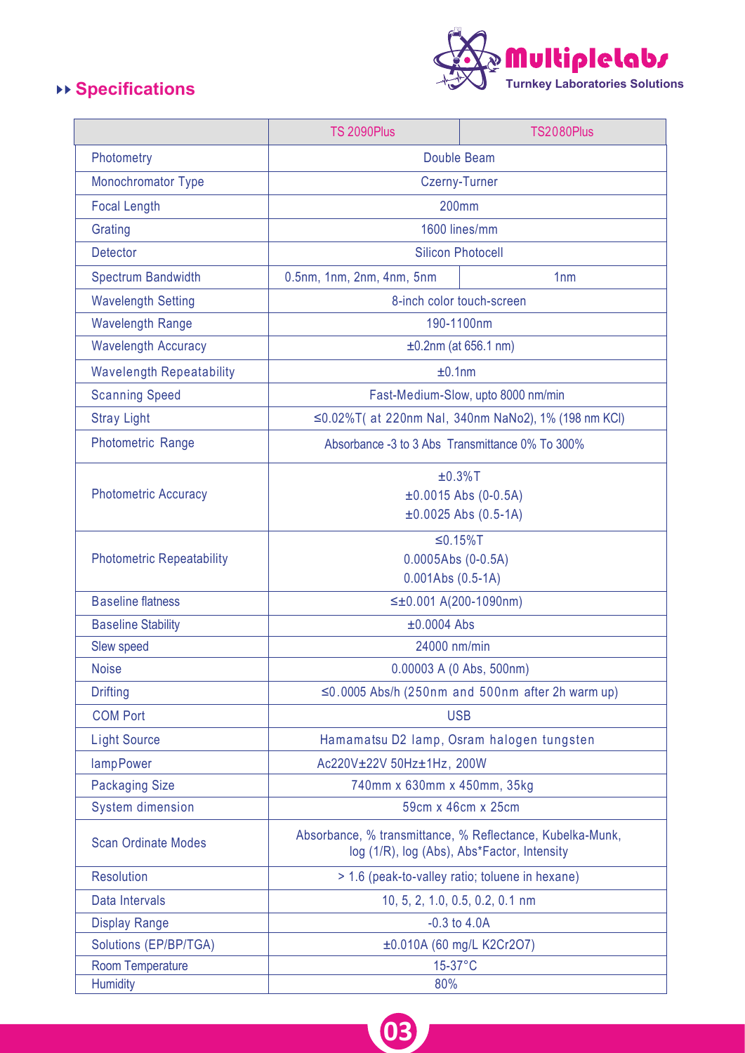## Specifications

Multiplelabs
Turnkey Laboratories Solutions

| | TS 2090Plus | TS2080Plus |
|---|---|---|
| Photometry | Double Beam | |
| Monochromator Type | Czerny-Turner | |
| Focal Length | 200mm | |
| Grating | 1600 lines/mm | |
| Detector | Silicon Photocell | |
| Spectrum Bandwidth | 0.5nm, 1nm, 2nm, 4nm, 5nm | 1nm |
| Wavelength Setting | 8-inch color touch-screen | |
| Wavelength Range | 190-1100nm | |
| Wavelength Accuracy | ±0.2nm (at 656.1 nm) | |
| Wavelength Repeatability | ±0.1nm | |
| Scanning Speed | Fast-Medium-Slow, upto 8000 nm/min | |
| Stray Light | ≤0.02%T( at 220nm NaI, 340nm NaNo2), 1% (198 nm KCl) | |
| Photometric Range | Absorbance -3 to 3 Abs Transmittance 0% To 300% | |
| Photometric Accuracy | ±0.3%T<br>±0.0015 Abs (0-0.5A)<br>±0.0025 Abs (0.5-1A) | |
| Photometric Repeatability | ≤0.15%T<br>0.0005Abs (0-0.5A)<br>0.001Abs (0.5-1A) | |
| Baseline flatness | ≤±0.001 A(200-1090nm) | |
| Baseline Stability | ±0.0004 Abs | |
| Slew speed | 24000 nm/min | |
| Noise | 0.00003 A (0 Abs, 500nm) | |
| Drifting | ≤0.0005 Abs/h (250nm and 500nm after 2h warm up) | |
| COM Port | USB | |
| Light Source | Hamamatsu D2 lamp, Osram halogen tungsten | |
| lampPower | Ac220V±22V 50Hz±1Hz, 200W | |
| Packaging Size | 740mm x 630mm x 450mm, 35kg | |
| System dimension | 59cm x 46cm x 25cm | |
| Scan Ordinate Modes | Absorbance, % transmittance, % Reflectance, Kubelka-Munk, log (1/R), log (Abs), Abs*Factor, Intensity | |
| Resolution | > 1.6 (peak-to-valley ratio; toluene in hexane) | |
| Data Intervals | 10, 5, 2, 1.0, 0.5, 0.2, 0.1 nm | |
| Display Range | -0.3 to 4.0A | |
| Solutions (EP/BP/TGA) | ±0.010A (60 mg/L $K_2Cr_2O_7$) | |
| Room Temperature | 15-37°C | |
| Humidity | 80% | |